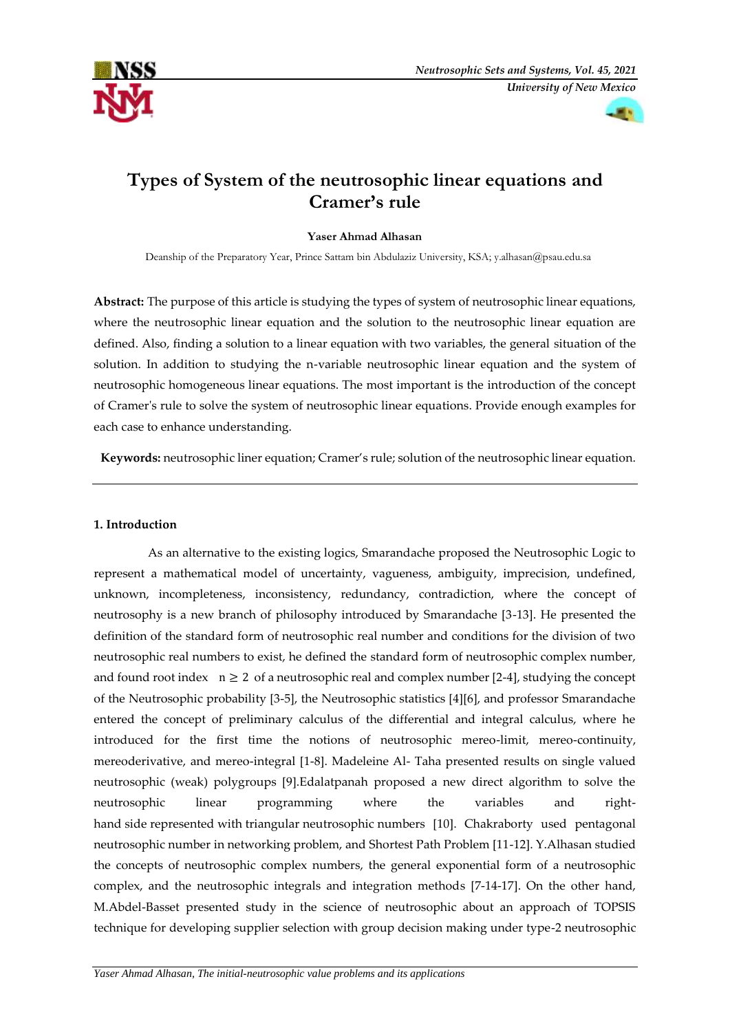# Types of System of the neutrosophic linear equations and Cramer's rule

**Yaser Ahmad Alhasan**

Deanship of the Preparatory Year, Prince Sattam bin Abdulaziz University, KSA; y.alhasan@psau.edu.sa

**Abstract:** The purpose of this article is studying the types of system of neutrosophic linear equations, where the neutrosophic linear equation and the solution to the neutrosophic linear equation are defined. Also, finding a solution to a linear equation with two variables, the general situation of the solution. In addition to studying the n-variable neutrosophic linear equation and the system of neutrosophic homogeneous linear equations. The most important is the introduction of the concept of Cramer's rule to solve the system of neutrosophic linear equations. Provide enough examples for each case to enhance understanding.

**Keywords:** neutrosophic liner equation; Cramer's rule; solution of the neutrosophic linear equation.

---

## 1. Introduction

As an alternative to the existing logics, Smarandache proposed the Neutrosophic Logic to represent a mathematical model of uncertainty, vagueness, ambiguity, imprecision, undefined, unknown, incompleteness, inconsistency, redundancy, contradiction, where the concept of neutrosophy is a new branch of philosophy introduced by Smarandache [3-13]. He presented the definition of the standard form of neutrosophic real number and conditions for the division of two neutrosophic real numbers to exist, he defined the standard form of neutrosophic complex number, and found root index $n \geq 2$ of a neutrosophic real and complex number [2-4], studying the concept of the Neutrosophic probability [3-5], the Neutrosophic statistics [4][6], and professor Smarandache entered the concept of preliminary calculus of the differential and integral calculus, where he introduced for the first time the notions of neutrosophic mereo-limit, mereo-continuity, mereoderivative, and mereo-integral [1-8]. Madeleine Al- Taha presented results on single valued neutrosophic (weak) polygroups [9].Edalatpanah proposed a new direct algorithm to solve the neutrosophic linear programming where the variables and right-hand side represented with triangular neutrosophic numbers [10]. Chakraborty used pentagonal neutrosophic number in networking problem, and Shortest Path Problem [11-12]. Y.Alhasan studied the concepts of neutrosophic complex numbers, the general exponential form of a neutrosophic complex, and the neutrosophic integrals and integration methods [7-14-17]. On the other hand, M.Abdel-Basset presented study in the science of neutrosophic about an approach of TOPSIS technique for developing supplier selection with group decision making under type-2 neutrosophic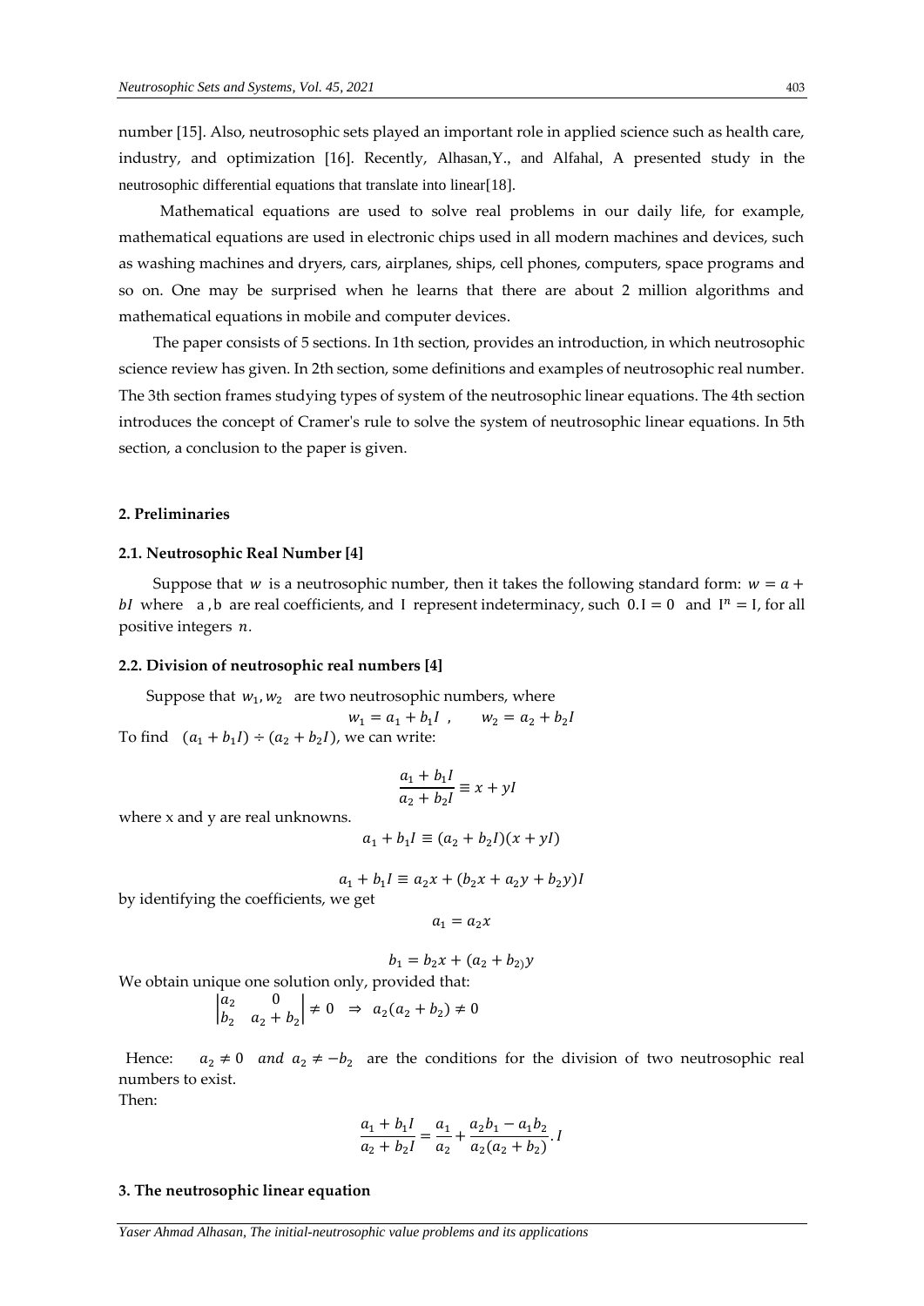number [15]. Also, neutrosophic sets played an important role in applied science such as health care, industry, and optimization [16]. Recently, Alhasan,Y., and Alfahal, A presented study in the neutrosophic differential equations that translate into linear[18].

Mathematical equations are used to solve real problems in our daily life, for example, mathematical equations are used in electronic chips used in all modern machines and devices, such as washing machines and dryers, cars, airplanes, ships, cell phones, computers, space programs and so on. One may be surprised when he learns that there are about 2 million algorithms and mathematical equations in mobile and computer devices.

The paper consists of 5 sections. In 1th section, provides an introduction, in which neutrosophic science review has given. In 2th section, some definitions and examples of neutrosophic real number. The 3th section frames studying types of system of the neutrosophic linear equations. The 4th section introduces the concept of Cramer's rule to solve the system of neutrosophic linear equations. In 5th section, a conclusion to the paper is given.

## 2. Preliminaries

### 2.1. Neutrosophic Real Number [4]

Suppose that $w$ is a neutrosophic number, then it takes the following standard form: $w = a + bI$ where a , b are real coefficients, and I represent indeterminacy, such $0.\mathrm{I} = 0$ and $\mathrm{I}^n = \mathrm{I}$, for all positive integers $n$.

### 2.2. Division of neutrosophic real numbers [4]

Suppose that $w_1, w_2$ are two neutrosophic numbers, where

$$w_1 = a_1 + b_1 I \;, \qquad w_2 = a_2 + b_2 I$$

To find $(a_1 + b_1 I) \div (a_2 + b_2 I)$, we can write:

$$\frac{a_1 + b_1 I}{a_2 + b_2 I} \equiv x + yI$$

where x and y are real unknowns.

$$a_1 + b_1 I \equiv (a_2 + b_2 I)(x + yI)$$

$$a_1 + b_1 I \equiv a_2 x + (b_2 x + a_2 y + b_2 y) I$$

by identifying the coefficients, we get

$$a_1 = a_2 x$$

$$b_1 = b_2 x + (a_2 + b_{2)} y$$

We obtain unique one solution only, provided that:

$$\begin{vmatrix} a_2 & 0 \\ b_2 & a_2 + b_2 \end{vmatrix} \neq 0 \;\; \Rightarrow \;\; a_2(a_2 + b_2) \neq 0$$

Hence: $a_2 \neq 0$ *and* $a_2 \neq -b_2$ are the conditions for the division of two neutrosophic real numbers to exist.

Then:

$$\frac{a_1 + b_1 I}{a_2 + b_2 I} = \frac{a_1}{a_2} + \frac{a_2 b_1 - a_1 b_2}{a_2(a_2 + b_2)}.I$$

## 3. The neutrosophic linear equation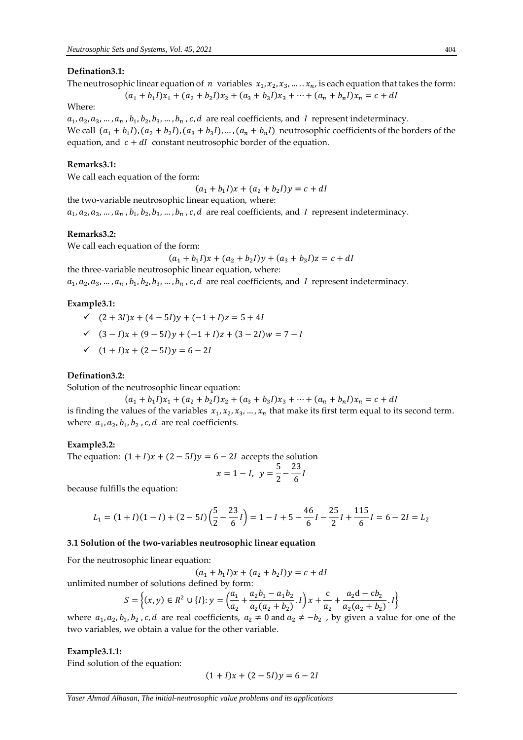**Defination3.1:**

The neutrosophic linear equation of $n$ variables $x_1, x_2, x_3, \ldots \ldots x_n$, is each equation that takes the form:

$$(a_1 + b_1 I)x_1 + (a_2 + b_2 I)x_2 + (a_3 + b_3 I)x_3 + \cdots + (a_n + b_n I)x_n = c + dI$$

Where:

$a_1, a_2, a_3, \ldots, a_n, b_1, b_2, b_3, \ldots, b_n, c, d$ are real coefficients, and $I$ represent indeterminacy.

We call $(a_1 + b_1 I), (a_2 + b_2 I), (a_3 + b_3 I), \ldots, (a_n + b_n I)$ neutrosophic coefficients of the borders of the equation, and $c + dI$ constant neutrosophic border of the equation.

**Remarks3.1:**

We call each equation of the form:

$$(a_1 + b_1 I)x + (a_2 + b_2 I)y = c + dI$$

the two-variable neutrosophic linear equation, where:

$a_1, a_2, a_3, \ldots, a_n, b_1, b_2, b_3, \ldots, b_n, c, d$ are real coefficients, and $I$ represent indeterminacy.

**Remarks3.2:**

We call each equation of the form:

$$(a_1 + b_1 I)x + (a_2 + b_2 I)y + (a_3 + b_3 I)z = c + dI$$

the three-variable neutrosophic linear equation, where:

$a_1, a_2, a_3, \ldots, a_n, b_1, b_2, b_3, \ldots, b_n, c, d$ are real coefficients, and $I$ represent indeterminacy.

**Example3.1:**

- ✓ $(2 + 3I)x + (4 - 5I)y + (-1 + I)z = 5 + 4I$
- ✓ $(3 - I)x + (9 - 5I)y + (-1 + I)z + (3 - 2I)w = 7 - I$
- ✓ $(1 + I)x + (2 - 5I)y = 6 - 2I$

**Defination3.2:**

Solution of the neutrosophic linear equation:

$$(a_1 + b_1 I)x_1 + (a_2 + b_2 I)x_2 + (a_3 + b_3 I)x_3 + \cdots + (a_n + b_n I)x_n = c + dI$$

is finding the values of the variables $x_1, x_2, x_3, \ldots, x_n$ that make its first term equal to its second term. where $a_1, a_2, b_1, b_2, c, d$ are real coefficients.

**Example3.2:**

The equation: $(1 + I)x + (2 - 5I)y = 6 - 2I$ accepts the solution

$$x = 1 - I, \ \ y = \frac{5}{2} - \frac{23}{6}I$$

because fulfills the equation:

$$L_1 = (1 + I)(1 - I) + (2 - 5I)\left(\frac{5}{2} - \frac{23}{6}I\right) = 1 - I + 5 - \frac{46}{6}I - \frac{25}{2}I + \frac{115}{6}I = 6 - 2I = L_2$$

**3.1 Solution of the two-variables neutrosophic linear equation**

For the neutrosophic linear equation:

$$(a_1 + b_1 I)x + (a_2 + b_2 I)y = c + dI$$

unlimited number of solutions defined by form:

$$S = \left\{(x, y) \in R^2 \cup \{I\}: y = \left(\frac{a_1}{a_2} + \frac{a_2 b_1 - a_1 b_2}{a_2(a_2 + b_2)}.I\right)x + \frac{c}{a_2} + \frac{a_2 d - c b_2}{a_2(a_2 + b_2)}.I\right\}$$

where $a_1, a_2, b_1, b_2, c, d$ are real coefficients, $a_2 \neq 0$ and $a_2 \neq -b_2$ , by given a value for one of the two variables, we obtain a value for the other variable.

**Example3.1.1:**

Find solution of the equation:

$$(1 + I)x + (2 - 5I)y = 6 - 2I$$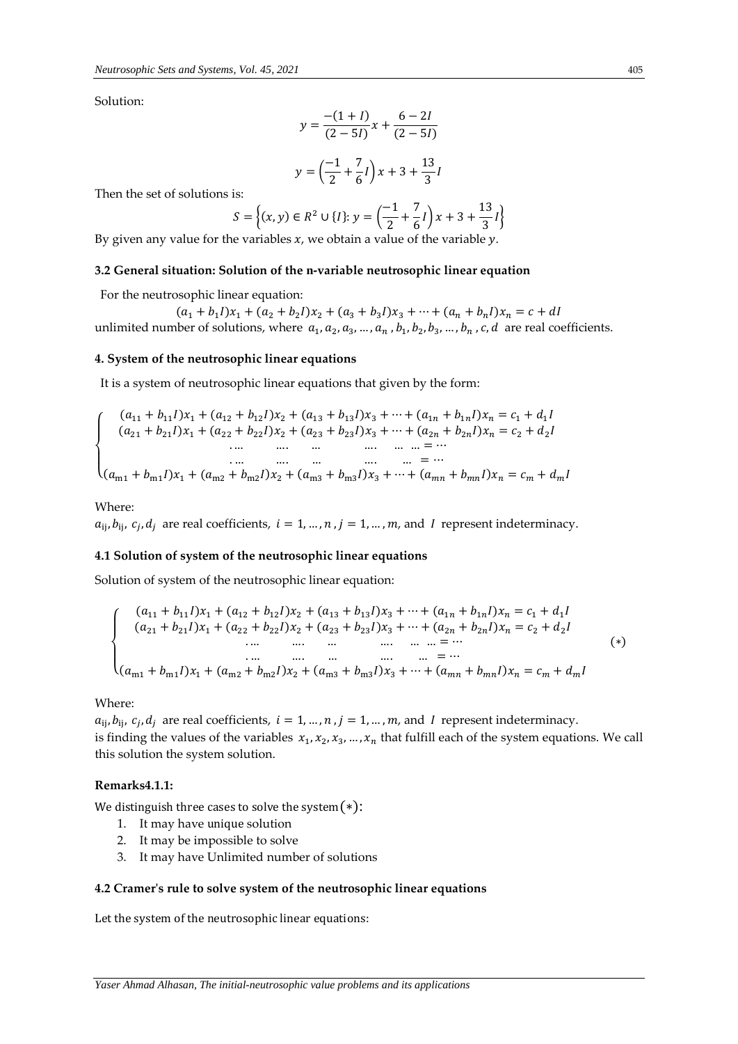Solution:

$$y = \frac{-(1+I)}{(2-5I)}x + \frac{6-2I}{(2-5I)}$$

$$y = \left(\frac{-1}{2} + \frac{7}{6}I\right)x + 3 + \frac{13}{3}I$$

Then the set of solutions is:

$$S = \left\{(x,y) \in R^2 \cup \{I\}: y = \left(\frac{-1}{2} + \frac{7}{6}I\right)x + 3 + \frac{13}{3}I\right\}$$

By given any value for the variables $x$, we obtain a value of the variable $y$.

### 3.2 General situation: Solution of the n-variable neutrosophic linear equation

For the neutrosophic linear equation:

$$(a_1 + b_1 I)x_1 + (a_2 + b_2 I)x_2 + (a_3 + b_3 I)x_3 + \cdots + (a_n + b_n I)x_n = c + dI$$

unlimited number of solutions, where $a_1, a_2, a_3, \ldots, a_n, b_1, b_2, b_3, \ldots, b_n, c, d$ are real coefficients.

## 4. System of the neutrosophic linear equations

It is a system of neutrosophic linear equations that given by the form:

$$\begin{cases} (a_{11} + b_{11}I)x_1 + (a_{12} + b_{12}I)x_2 + (a_{13} + b_{13}I)x_3 + \cdots + (a_{1n} + b_{1n}I)x_n = c_1 + d_1 I \\ (a_{21} + b_{21}I)x_1 + (a_{22} + b_{22}I)x_2 + (a_{23} + b_{23}I)x_3 + \cdots + (a_{2n} + b_{2n}I)x_n = c_2 + d_2 I \\ \ldots \quad \ldots \quad \ldots \quad \ldots \quad \ldots \quad \ldots = \cdots \\ \ldots \quad \ldots \quad \ldots \quad \ldots \quad \ldots = \cdots \\ (a_{m1} + b_{m1}I)x_1 + (a_{m2} + b_{m2}I)x_2 + (a_{m3} + b_{m3}I)x_3 + \cdots + (a_{mn} + b_{mn}I)x_n = c_m + d_m I \end{cases}$$

Where:

$a_{ij}, b_{ij}, c_j, d_j$ are real coefficients, $i = 1, \ldots, n$, $j = 1, \ldots, m$, and $I$ represent indeterminacy.

### 4.1 Solution of system of the neutrosophic linear equations

Solution of system of the neutrosophic linear equation:

$$\begin{cases} (a_{11} + b_{11}I)x_1 + (a_{12} + b_{12}I)x_2 + (a_{13} + b_{13}I)x_3 + \cdots + (a_{1n} + b_{1n}I)x_n = c_1 + d_1 I \\ (a_{21} + b_{21}I)x_1 + (a_{22} + b_{22}I)x_2 + (a_{23} + b_{23}I)x_3 + \cdots + (a_{2n} + b_{2n}I)x_n = c_2 + d_2 I \\ \ldots \quad \ldots \quad \ldots \quad \ldots \quad \ldots \quad \ldots = \cdots \\ \ldots \quad \ldots \quad \ldots \quad \ldots \quad \ldots = \cdots \\ (a_{m1} + b_{m1}I)x_1 + (a_{m2} + b_{m2}I)x_2 + (a_{m3} + b_{m3}I)x_3 + \cdots + (a_{mn} + b_{mn}I)x_n = c_m + d_m I \end{cases} \quad (*)$$

Where:

$a_{ij}, b_{ij}, c_j, d_j$ are real coefficients, $i = 1, \ldots, n$, $j = 1, \ldots, m$, and $I$ represent indeterminacy.

is finding the values of the variables $x_1, x_2, x_3, \ldots, x_n$ that fulfill each of the system equations. We call this solution the system solution.

**Remarks4.1.1:**

We distinguish three cases to solve the system $(*)$:

1. It may have unique solution
2. It may be impossible to solve
3. It may have Unlimited number of solutions

### 4.2 Cramer's rule to solve system of the neutrosophic linear equations

Let the system of the neutrosophic linear equations: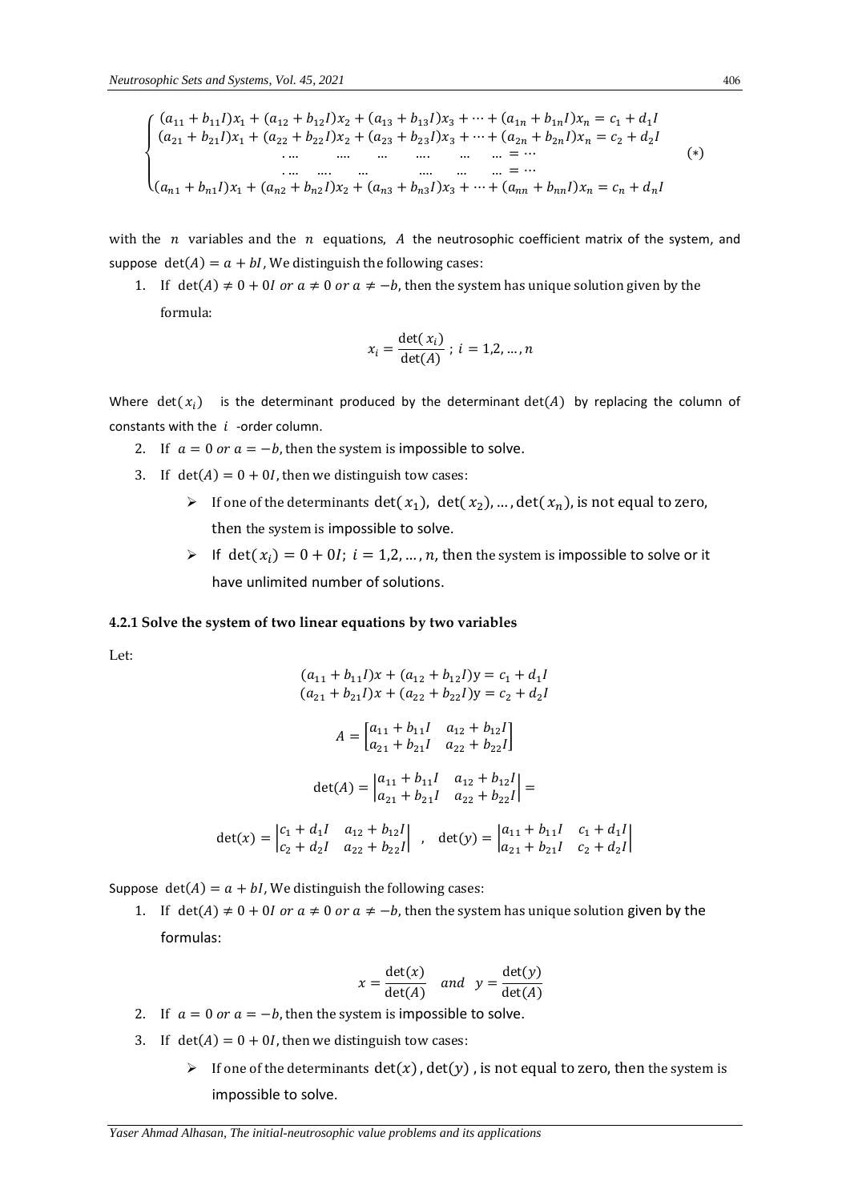$$
\begin{cases}
(a_{11}+b_{11}I)x_1+(a_{12}+b_{12}I)x_2+(a_{13}+b_{13}I)x_3+\cdots+(a_{1n}+b_{1n}I)x_n=c_1+d_1I \\
(a_{21}+b_{21}I)x_1+(a_{22}+b_{22}I)x_2+(a_{23}+b_{23}I)x_3+\cdots+(a_{2n}+b_{2n}I)x_n=c_2+d_2I \\
\;\ldots \quad \ldots \quad \ldots \quad \ldots \quad \ldots \quad \ldots = \cdots \\
\;\ldots \quad \ldots \quad \ldots \quad \ldots \quad \ldots \quad \ldots = \cdots \\
(a_{n1}+b_{n1}I)x_1+(a_{n2}+b_{n2}I)x_2+(a_{n3}+b_{n3}I)x_3+\cdots+(a_{nn}+b_{nn}I)x_n=c_n+d_nI
\end{cases} \qquad (*)
$$

with the $n$ variables and the $n$ equations, $A$ the neutrosophic coefficient matrix of the system, and suppose $\det(A)=a+bI$, We distinguish the following cases:

1. If $\det(A)\neq 0+0I$ *or* $a\neq 0$ *or* $a\neq -b$, then the system has unique solution given by the formula:

$$
x_i=\frac{\det(x_i)}{\det(A)}\;;\; i=1,2,\ldots,n
$$

Where $\det(x_i)$ is the determinant produced by the determinant $\det(A)$ by replacing the column of constants with the $i$ -order column.

2. If $a=0$ *or* $a=-b$, then the system is impossible to solve.
3. If $\det(A)=0+0I$, then we distinguish tow cases:
   - If one of the determinants $\det(x_1)$, $\det(x_2),\ldots,\det(x_n)$, is not equal to zero, then the system is impossible to solve.
   - If $\det(x_i)=0+0I;\; i=1,2,\ldots,n$, then the system is impossible to solve or it have unlimited number of solutions.

#### 4.2.1 Solve the system of two linear equations by two variables

Let:

$$
(a_{11}+b_{11}I)x+(a_{12}+b_{12}I)y=c_1+d_1I
$$
$$
(a_{21}+b_{21}I)x+(a_{22}+b_{22}I)y=c_2+d_2I
$$

$$
A=\begin{bmatrix} a_{11}+b_{11}I & a_{12}+b_{12}I \\ a_{21}+b_{21}I & a_{22}+b_{22}I \end{bmatrix}
$$

$$
\det(A)=\begin{vmatrix} a_{11}+b_{11}I & a_{12}+b_{12}I \\ a_{21}+b_{21}I & a_{22}+b_{22}I \end{vmatrix}=
$$

$$
\det(x)=\begin{vmatrix} c_1+d_1I & a_{12}+b_{12}I \\ c_2+d_2I & a_{22}+b_{22}I \end{vmatrix} \quad , \quad \det(y)=\begin{vmatrix} a_{11}+b_{11}I & c_1+d_1I \\ a_{21}+b_{21}I & c_2+d_2I \end{vmatrix}
$$

Suppose $\det(A)=a+bI$, We distinguish the following cases:

1. If $\det(A)\neq 0+0I$ *or* $a\neq 0$ *or* $a\neq -b$, then the system has unique solution given by the formulas:

$$
x=\frac{\det(x)}{\det(A)} \quad and \quad y=\frac{\det(y)}{\det(A)}
$$

2. If $a=0$ *or* $a=-b$, then the system is impossible to solve.
3. If $\det(A)=0+0I$, then we distinguish tow cases:
   - If one of the determinants $\det(x)$, $\det(y)$, is not equal to zero, then the system is impossible to solve.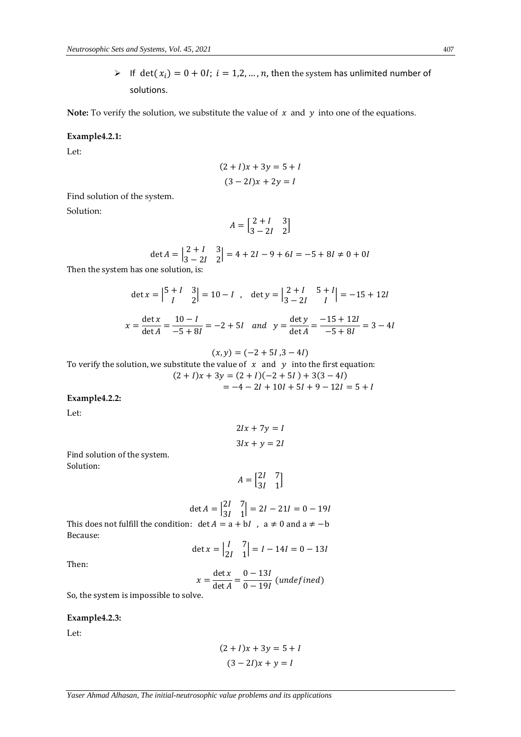- If $\det(x_i) = 0 + 0I;\ i = 1,2,\dots,n$, then the system has unlimited number of solutions.

**Note:** To verify the solution, we substitute the value of $x$ and $y$ into one of the equations.

**Example4.2.1:**

Let:

$$(2+I)x + 3y = 5 + I$$
$$(3-2I)x + 2y = I$$

Find solution of the system.

Solution:

$$A = \begin{bmatrix} 2+I & 3 \\ 3-2I & 2 \end{bmatrix}$$

$$\det A = \begin{vmatrix} 2+I & 3 \\ 3-2I & 2 \end{vmatrix} = 4 + 2I - 9 + 6I = -5 + 8I \neq 0 + 0I$$

Then the system has one solution, is:

$$\det x = \begin{vmatrix} 5+I & 3 \\ I & 2 \end{vmatrix} = 10 - I \ , \quad \det y = \begin{vmatrix} 2+I & 5+I \\ 3-2I & I \end{vmatrix} = -15 + 12I$$

$$x = \frac{\det x}{\det A} = \frac{10 - I}{-5 + 8I} = -2 + 5I \quad and \quad y = \frac{\det y}{\det A} = \frac{-15 + 12I}{-5 + 8I} = 3 - 4I$$

$$(x, y) = (-2 + 5I\ , 3 - 4I)$$

To verify the solution, we substitute the value of $x$ and $y$ into the first equation:

$$(2+I)x + 3y = (2+I)(-2+5I\ ) + 3(3-4I)$$
$$= -4 - 2I + 10I + 5I + 9 - 12I = 5 + I$$

**Example4.2.2:**

Let:

$$2Ix + 7y = I$$
$$3Ix + y = 2I$$

Find solution of the system.

Solution:

$$A = \begin{bmatrix} 2I & 7 \\ 3I & 1 \end{bmatrix}$$

$$\det A = \begin{vmatrix} 2I & 7 \\ 3I & 1 \end{vmatrix} = 2I - 21I = 0 - 19I$$

This does not fulfill the condition: $\det A = a + bI\ ,\ a \neq 0$ and $a \neq -b$

Because:

$$\det x = \begin{vmatrix} I & 7 \\ 2I & 1 \end{vmatrix} = I - 14I = 0 - 13I$$

Then:

$$x = \frac{\det x}{\det A} = \frac{0 - 13I}{0 - 19I}\ (undefined)$$

So, the system is impossible to solve.

**Example4.2.3:**

Let:

$$(2+I)x + 3y = 5 + I$$
$$(3-2I)x + y = I$$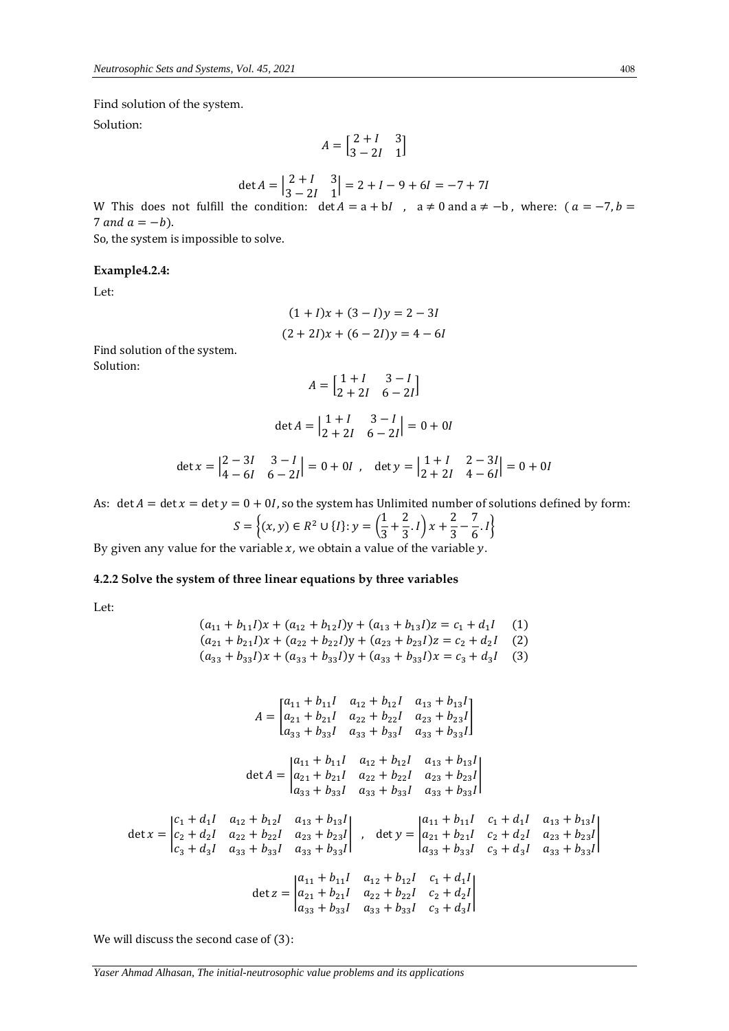Find solution of the system.

Solution:

$$A = \begin{bmatrix} 2+I & 3 \\ 3-2I & 1 \end{bmatrix}$$

$$\det A = \begin{vmatrix} 2+I & 3 \\ 3-2I & 1 \end{vmatrix} = 2 + I - 9 + 6I = -7 + 7I$$

W This does not fulfill the condition: $\det A = a + bI$ , $a \neq 0$ and $a \neq -b$ , where: ( $a = -7, b = 7$ *and* $a = -b$).

So, the system is impossible to solve.

**Example4.2.4:**

Let:

$$(1+I)x + (3-I)y = 2 - 3I$$

$$(2+2I)x + (6-2I)y = 4 - 6I$$

Find solution of the system.

Solution:

$$A = \begin{bmatrix} 1+I & 3-I \\ 2+2I & 6-2I \end{bmatrix}$$

$$\det A = \begin{vmatrix} 1+I & 3-I \\ 2+2I & 6-2I \end{vmatrix} = 0 + 0I$$

$$\det x = \begin{vmatrix} 2-3I & 3-I \\ 4-6I & 6-2I \end{vmatrix} = 0 + 0I \ , \quad \det y = \begin{vmatrix} 1+I & 2-3I \\ 2+2I & 4-6I \end{vmatrix} = 0 + 0I$$

As: $\det A = \det x = \det y = 0 + 0I$, so the system has Unlimited number of solutions defined by form:

$$S = \left\{(x, y) \in R^2 \cup \{I\}: y = \left(\frac{1}{3} + \frac{2}{3}.I\right)x + \frac{2}{3} - \frac{7}{6}.I\right\}$$

By given any value for the variable $x$, we obtain a value of the variable $y$.

### 4.2.2 Solve the system of three linear equations by three variables

Let:

$$(a_{11} + b_{11}I)x + (a_{12} + b_{12}I)y + (a_{13} + b_{13}I)z = c_1 + d_1 I \quad (1)$$
$$(a_{21} + b_{21}I)x + (a_{22} + b_{22}I)y + (a_{23} + b_{23}I)z = c_2 + d_2 I \quad (2)$$
$$(a_{33} + b_{33}I)x + (a_{33} + b_{33}I)y + (a_{33} + b_{33}I)x = c_3 + d_3 I \quad (3)$$

$$A = \begin{bmatrix} a_{11} + b_{11}I & a_{12} + b_{12}I & a_{13} + b_{13}I \\ a_{21} + b_{21}I & a_{22} + b_{22}I & a_{23} + b_{23}I \\ a_{33} + b_{33}I & a_{33} + b_{33}I & a_{33} + b_{33}I \end{bmatrix}$$

$$\det A = \begin{vmatrix} a_{11} + b_{11}I & a_{12} + b_{12}I & a_{13} + b_{13}I \\ a_{21} + b_{21}I & a_{22} + b_{22}I & a_{23} + b_{23}I \\ a_{33} + b_{33}I & a_{33} + b_{33}I & a_{33} + b_{33}I \end{vmatrix}$$

$$\det x = \begin{vmatrix} c_1 + d_1 I & a_{12} + b_{12}I & a_{13} + b_{13}I \\ c_2 + d_2 I & a_{22} + b_{22}I & a_{23} + b_{23}I \\ c_3 + d_3 I & a_{33} + b_{33}I & a_{33} + b_{33}I \end{vmatrix} \ , \quad \det y = \begin{vmatrix} a_{11} + b_{11}I & c_1 + d_1 I & a_{13} + b_{13}I \\ a_{21} + b_{21}I & c_2 + d_2 I & a_{23} + b_{23}I \\ a_{33} + b_{33}I & c_3 + d_3 I & a_{33} + b_{33}I \end{vmatrix}$$

$$\det z = \begin{vmatrix} a_{11} + b_{11}I & a_{12} + b_{12}I & c_1 + d_1 I \\ a_{21} + b_{21}I & a_{22} + b_{22}I & c_2 + d_2 I \\ a_{33} + b_{33}I & a_{33} + b_{33}I & c_3 + d_3 I \end{vmatrix}$$

We will discuss the second case of (3):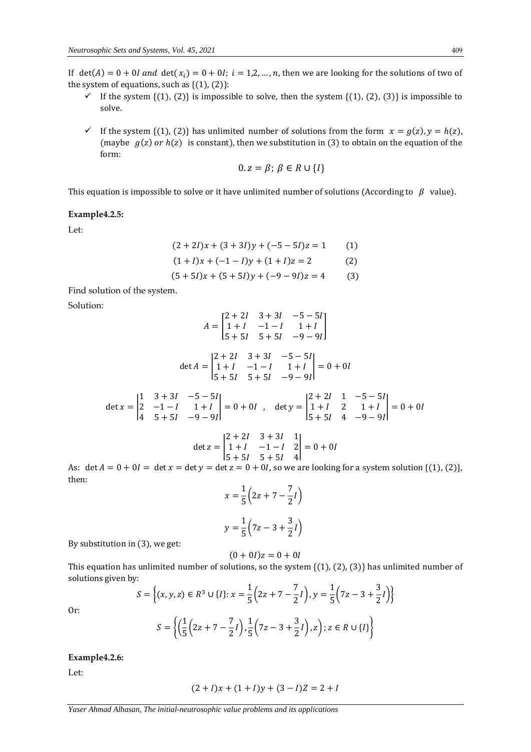If $\det(A) = 0 + 0I$ *and* $\det(x_i) = 0 + 0I;\ i = 1,2,\dots,n$, then we are looking for the solutions of two of the system of equations, such as $\{(1),(2)\}$:

- ✓ If the system $\{(1),(2)\}$ is impossible to solve, then the system $\{(1),(2),(3)\}$ is impossible to solve.

- ✓ If the system $\{(1),(2)\}$ has unlimited number of solutions from the form $x = g(z), y = h(z)$, (maybe $g(z)$ *or* $h(z)$ is constant), then we substitution in (3) to obtain on the equation of the form:

$$0.z = \beta;\ \beta \in R \cup \{I\}$$

This equation is impossible to solve or it have unlimited number of solutions (According to $\beta$ value).

**Example4.2.5:**

Let:

$$(2+2I)x + (3+3I)y + (-5-5I)z = 1 \qquad (1)$$

$$(1+I)x + (-1-I)y + (1+I)z = 2 \qquad (2)$$

$$(5+5I)x + (5+5I)y + (-9-9I)z = 4 \qquad (3)$$

Find solution of the system.

Solution:

$$A = \begin{bmatrix} 2+2I & 3+3I & -5-5I \\ 1+I & -1-I & 1+I \\ 5+5I & 5+5I & -9-9I \end{bmatrix}$$

$$\det A = \begin{vmatrix} 2+2I & 3+3I & -5-5I \\ 1+I & -1-I & 1+I \\ 5+5I & 5+5I & -9-9I \end{vmatrix} = 0 + 0I$$

$$\det x = \begin{vmatrix} 1 & 3+3I & -5-5I \\ 2 & -1-I & 1+I \\ 4 & 5+5I & -9-9I \end{vmatrix} = 0 + 0I \quad , \quad \det y = \begin{vmatrix} 2+2I & 1 & -5-5I \\ 1+I & 2 & 1+I \\ 5+5I & 4 & -9-9I \end{vmatrix} = 0 + 0I$$

$$\det z = \begin{vmatrix} 2+2I & 3+3I & 1 \\ 1+I & -1-I & 2 \\ 5+5I & 5+5I & 4 \end{vmatrix} = 0 + 0I$$

As: $\det A = 0 + 0I = \det x = \det y = \det z = 0 + 0I$, so we are looking for a system solution $\{(1),(2)\}$, then:

$$x = \frac{1}{5}\left(2z + 7 - \frac{7}{2}I\right)$$

$$y = \frac{1}{5}\left(7z - 3 + \frac{3}{2}I\right)$$

By substitution in (3), we get:

$$(0 + 0I)z = 0 + 0I$$

This equation has unlimited number of solutions, so the system $\{(1),(2),(3)\}$ has unlimited number of solutions given by:

$$S = \left\{(x,y,z) \in R^3 \cup \{I\}: x = \frac{1}{5}\left(2z + 7 - \frac{7}{2}I\right), y = \frac{1}{5}\left(7z - 3 + \frac{3}{2}I\right)\right\}$$

Or:

$$S = \left\{\left(\frac{1}{5}\left(2z + 7 - \frac{7}{2}I\right), \frac{1}{5}\left(7z - 3 + \frac{3}{2}I\right), z\right); z \in R \cup \{I\}\right\}$$

**Example4.2.6:**

Let:

$$(2+I)x + (1+I)y + (3-I)Z = 2 + I$$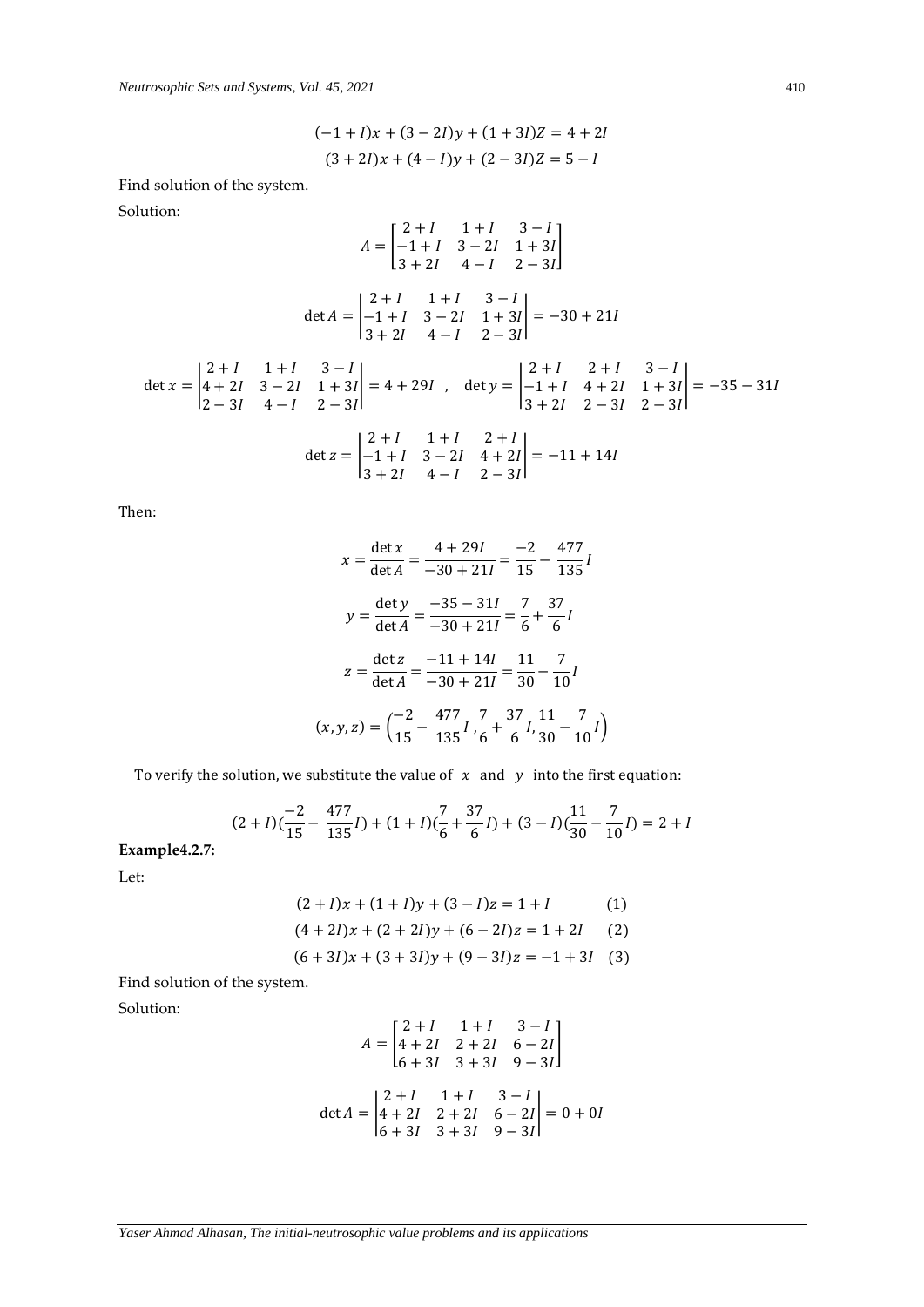$$(-1+I)x + (3-2I)y + (1+3I)Z = 4+2I$$

$$(3+2I)x + (4-I)y + (2-3I)Z = 5-I$$

Find solution of the system.

Solution:

$$A = \begin{bmatrix} 2+I & 1+I & 3-I \\ -1+I & 3-2I & 1+3I \\ 3+2I & 4-I & 2-3I \end{bmatrix}$$

$$\det A = \begin{vmatrix} 2+I & 1+I & 3-I \\ -1+I & 3-2I & 1+3I \\ 3+2I & 4-I & 2-3I \end{vmatrix} = -30+21I$$

$$\det x = \begin{vmatrix} 2+I & 1+I & 3-I \\ 4+2I & 3-2I & 1+3I \\ 2-3I & 4-I & 2-3I \end{vmatrix} = 4+29I \ , \quad \det y = \begin{vmatrix} 2+I & 2+I & 3-I \\ -1+I & 4+2I & 1+3I \\ 3+2I & 2-3I & 2-3I \end{vmatrix} = -35-31I$$

$$\det z = \begin{vmatrix} 2+I & 1+I & 2+I \\ -1+I & 3-2I & 4+2I \\ 3+2I & 4-I & 2-3I \end{vmatrix} = -11+14I$$

Then:

$$x = \frac{\det x}{\det A} = \frac{4+29I}{-30+21I} = \frac{-2}{15} - \frac{477}{135}I$$

$$y = \frac{\det y}{\det A} = \frac{-35-31I}{-30+21I} = \frac{7}{6} + \frac{37}{6}I$$

$$z = \frac{\det z}{\det A} = \frac{-11+14I}{-30+21I} = \frac{11}{30} - \frac{7}{10}I$$

$$(x,y,z) = \left(\frac{-2}{15} - \frac{477}{135}I \ , \frac{7}{6} + \frac{37}{6}I, \frac{11}{30} - \frac{7}{10}I\right)$$

To verify the solution, we substitute the value of $x$ and $y$ into the first equation:

$$(2+I)(\frac{-2}{15} - \frac{477}{135}I) + (1+I)(\frac{7}{6} + \frac{37}{6}I) + (3-I)(\frac{11}{30} - \frac{7}{10}I) = 2+I$$

**Example4.2.7:**

Let:

$$(2+I)x + (1+I)y + (3-I)z = 1+I \qquad (1)$$

$$(4+2I)x + (2+2I)y + (6-2I)z = 1+2I \qquad (2)$$

$$(6+3I)x + (3+3I)y + (9-3I)z = -1+3I \quad (3)$$

Find solution of the system.

Solution:

$$A = \begin{bmatrix} 2+I & 1+I & 3-I \\ 4+2I & 2+2I & 6-2I \\ 6+3I & 3+3I & 9-3I \end{bmatrix}$$

$$\det A = \begin{vmatrix} 2+I & 1+I & 3-I \\ 4+2I & 2+2I & 6-2I \\ 6+3I & 3+3I & 9-3I \end{vmatrix} = 0+0I$$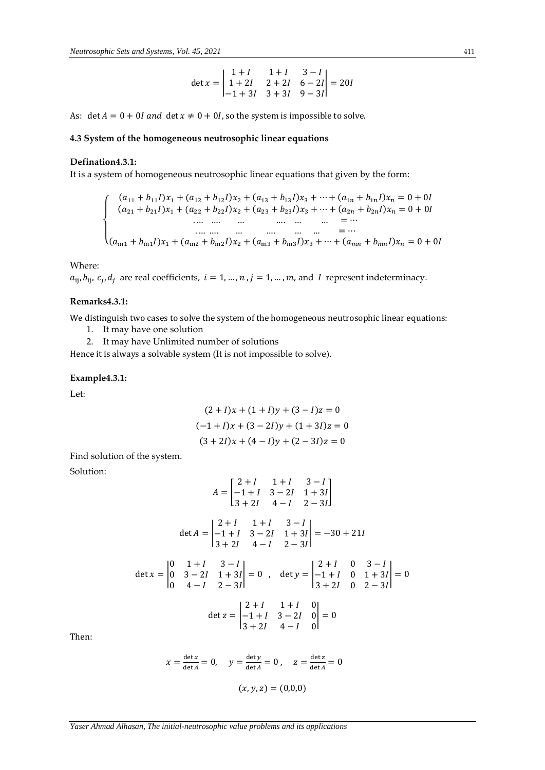$$\det x = \begin{vmatrix} 1+I & 1+I & 3-I \\ 1+2I & 2+2I & 6-2I \\ -1+3I & 3+3I & 9-3I \end{vmatrix} = 20I$$

As: $\det A = 0 + 0I$ *and* $\det x \neq 0 + 0I$, so the system is impossible to solve.

#### 4.3 System of the homogeneous neutrosophic linear equations

**Defination4.3.1:**

It is a system of homogeneous neutrosophic linear equations that given by the form:

$$\begin{cases} (a_{11} + b_{11}I)x_1 + (a_{12} + b_{12}I)x_2 + (a_{13} + b_{13}I)x_3 + \cdots + (a_{1n} + b_{1n}I)x_n = 0 + 0I \\ (a_{21} + b_{21}I)x_1 + (a_{22} + b_{22}I)x_2 + (a_{23} + b_{23}I)x_3 + \cdots + (a_{2n} + b_{2n}I)x_n = 0 + 0I \\ \quad \ldots \quad \ldots \quad \ldots \quad \ldots \quad \ldots \quad \ldots \quad = \cdots \\ \quad \ldots \quad \ldots \quad \ldots \quad \ldots \quad \ldots \quad \ldots \quad = \cdots \\ (a_{m1} + b_{m1}I)x_1 + (a_{m2} + b_{m2}I)x_2 + (a_{m3} + b_{m3}I)x_3 + \cdots + (a_{mn} + b_{mn}I)x_n = 0 + 0I \end{cases}$$

Where:

$a_{ij}, b_{ij}, c_j, d_j$ are real coefficients, $i = 1, \ldots, n$, $j = 1, \ldots, m$, and $I$ represent indeterminacy.

**Remarks4.3.1:**

We distinguish two cases to solve the system of the homogeneous neutrosophic linear equations:

1. It may have one solution
2. It may have Unlimited number of solutions

Hence it is always a solvable system (It is not impossible to solve).

**Example4.3.1:**

Let:

$$(2 + I)x + (1 + I)y + (3 - I)z = 0$$

$$(-1 + I)x + (3 - 2I)y + (1 + 3I)z = 0$$

$$(3 + 2I)x + (4 - I)y + (2 - 3I)z = 0$$

Find solution of the system.

Solution:

$$A = \begin{bmatrix} 2+I & 1+I & 3-I \\ -1+I & 3-2I & 1+3I \\ 3+2I & 4-I & 2-3I \end{bmatrix}$$

$$\det A = \begin{vmatrix} 2+I & 1+I & 3-I \\ -1+I & 3-2I & 1+3I \\ 3+2I & 4-I & 2-3I \end{vmatrix} = -30 + 21I$$

$$\det x = \begin{vmatrix} 0 & 1+I & 3-I \\ 0 & 3-2I & 1+3I \\ 0 & 4-I & 2-3I \end{vmatrix} = 0 \quad , \quad \det y = \begin{vmatrix} 2+I & 0 & 3-I \\ -1+I & 0 & 1+3I \\ 3+2I & 0 & 2-3I \end{vmatrix} = 0$$

$$\det z = \begin{vmatrix} 2+I & 1+I & 0 \\ -1+I & 3-2I & 0 \\ 3+2I & 4-I & 0 \end{vmatrix} = 0$$

Then:

$$x = \frac{\det x}{\det A} = 0, \quad y = \frac{\det y}{\det A} = 0\,, \quad z = \frac{\det z}{\det A} = 0$$

$$(x, y, z) = (0,0,0)$$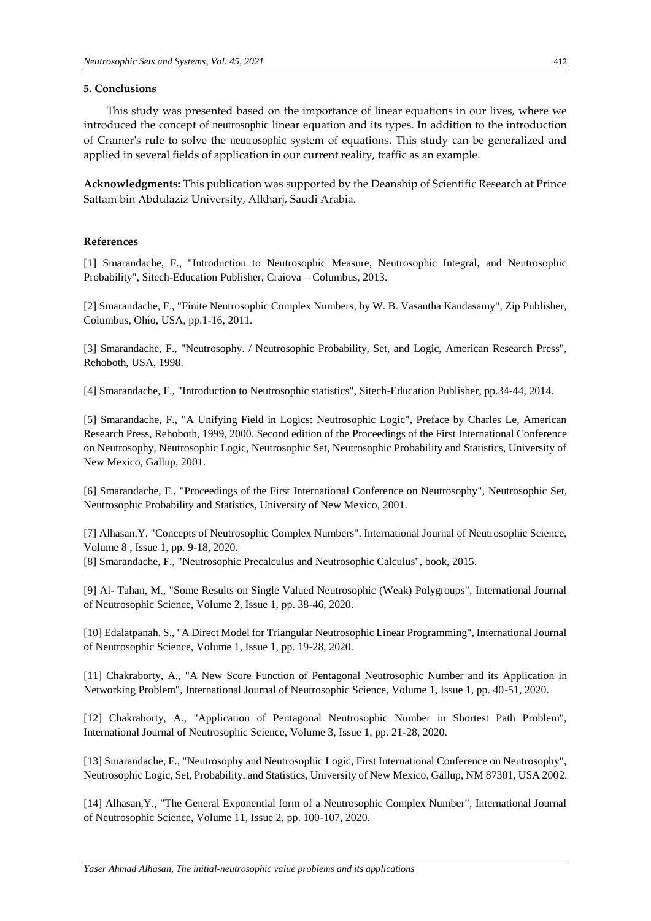## 5. Conclusions

This study was presented based on the importance of linear equations in our lives, where we introduced the concept of neutrosophic linear equation and its types. In addition to the introduction of Cramer's rule to solve the neutrosophic system of equations. This study can be generalized and applied in several fields of application in our current reality, traffic as an example.

**Acknowledgments:** This publication was supported by the Deanship of Scientific Research at Prince Sattam bin Abdulaziz University, Alkharj, Saudi Arabia.

## References

[1] Smarandache, F., "Introduction to Neutrosophic Measure, Neutrosophic Integral, and Neutrosophic Probability", Sitech-Education Publisher, Craiova – Columbus, 2013.

[2] Smarandache, F., "Finite Neutrosophic Complex Numbers, by W. B. Vasantha Kandasamy", Zip Publisher, Columbus, Ohio, USA, pp.1-16, 2011.

[3] Smarandache, F., "Neutrosophy. / Neutrosophic Probability, Set, and Logic, American Research Press", Rehoboth, USA, 1998.

[4] Smarandache, F., "Introduction to Neutrosophic statistics", Sitech-Education Publisher, pp.34-44, 2014.

[5] Smarandache, F., "A Unifying Field in Logics: Neutrosophic Logic", Preface by Charles Le, American Research Press, Rehoboth, 1999, 2000. Second edition of the Proceedings of the First International Conference on Neutrosophy, Neutrosophic Logic, Neutrosophic Set, Neutrosophic Probability and Statistics, University of New Mexico, Gallup, 2001.

[6] Smarandache, F., "Proceedings of the First International Conference on Neutrosophy", Neutrosophic Set, Neutrosophic Probability and Statistics, University of New Mexico, 2001.

[7] Alhasan,Y. "Concepts of Neutrosophic Complex Numbers", International Journal of Neutrosophic Science, Volume 8 , Issue 1, pp. 9-18, 2020.

[8] Smarandache, F., "Neutrosophic Precalculus and Neutrosophic Calculus", book, 2015.

[9] Al- Tahan, M., "Some Results on Single Valued Neutrosophic (Weak) Polygroups", International Journal of Neutrosophic Science, Volume 2, Issue 1, pp. 38-46, 2020.

[10] Edalatpanah. S., "A Direct Model for Triangular Neutrosophic Linear Programming", International Journal of Neutrosophic Science, Volume 1, Issue 1, pp. 19-28, 2020.

[11] Chakraborty, A., "A New Score Function of Pentagonal Neutrosophic Number and its Application in Networking Problem", International Journal of Neutrosophic Science, Volume 1, Issue 1, pp. 40-51, 2020.

[12] Chakraborty, A., "Application of Pentagonal Neutrosophic Number in Shortest Path Problem", International Journal of Neutrosophic Science, Volume 3, Issue 1, pp. 21-28, 2020.

[13] Smarandache, F., "Neutrosophy and Neutrosophic Logic, First International Conference on Neutrosophy", Neutrosophic Logic, Set, Probability, and Statistics, University of New Mexico, Gallup, NM 87301, USA 2002.

[14] Alhasan,Y., "The General Exponential form of a Neutrosophic Complex Number", International Journal of Neutrosophic Science, Volume 11, Issue 2, pp. 100-107, 2020.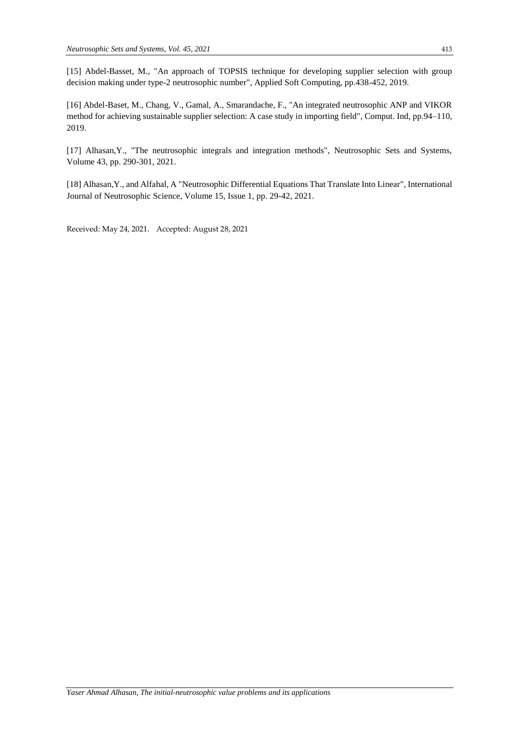[15] Abdel-Basset, M., "An approach of TOPSIS technique for developing supplier selection with group decision making under type-2 neutrosophic number", Applied Soft Computing, pp.438-452, 2019.

[16] Abdel-Baset, M., Chang, V., Gamal, A., Smarandache, F., "An integrated neutrosophic ANP and VIKOR method for achieving sustainable supplier selection: A case study in importing field", Comput. Ind, pp.94–110, 2019.

[17] Alhasan,Y., "The neutrosophic integrals and integration methods", Neutrosophic Sets and Systems, Volume 43, pp. 290-301, 2021.

[18] Alhasan,Y., and Alfahal, A "Neutrosophic Differential Equations That Translate Into Linear", International Journal of Neutrosophic Science, Volume 15, Issue 1, pp. 29-42, 2021.

Received: May 24, 2021. Accepted: August 28, 2021